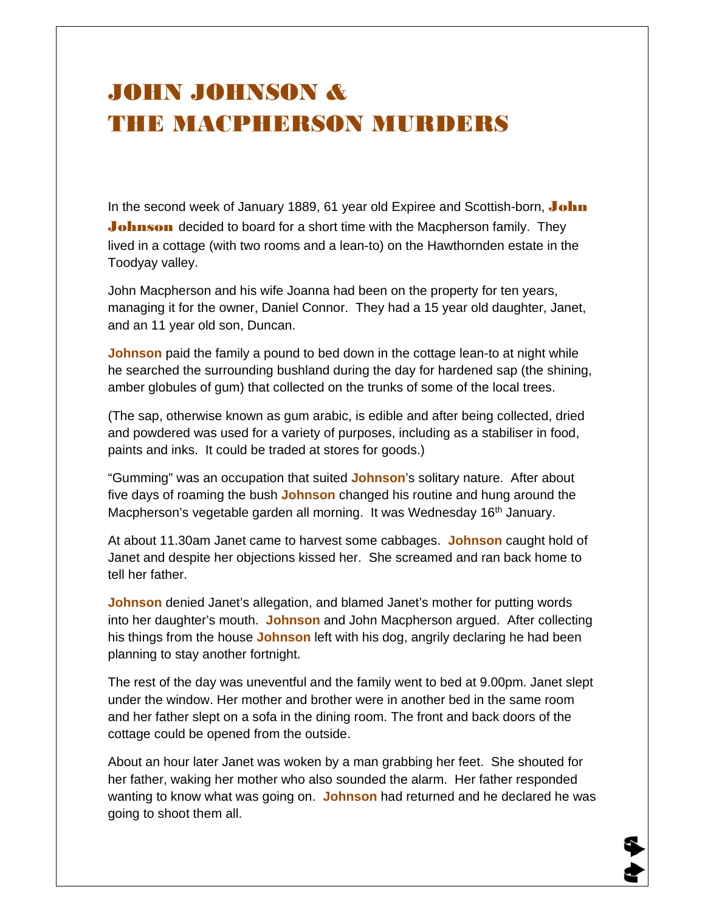# JOHN JOHNSON & THE MACPHERSON MURDERS

In the second week of January 1889, 61 year old Expiree and Scottish-born, **John Johnson** decided to board for a short time with the Macpherson family. They lived in a cottage (with two rooms and a lean-to) on the Hawthornden estate in the Toodyay valley.

John Macpherson and his wife Joanna had been on the property for ten years, managing it for the owner, Daniel Connor. They had a 15 year old daughter, Janet, and an 11 year old son, Duncan.

**Johnson** paid the family a pound to bed down in the cottage lean-to at night while he searched the surrounding bushland during the day for hardened sap (the shining, amber globules of gum) that collected on the trunks of some of the local trees.

(The sap, otherwise known as gum arabic, is edible and after being collected, dried and powdered was used for a variety of purposes, including as a stabiliser in food, paints and inks. It could be traded at stores for goods.)

"Gumming" was an occupation that suited **Johnson**'s solitary nature. After about five days of roaming the bush **Johnson** changed his routine and hung around the Macpherson's vegetable garden all morning. It was Wednesday 16th January.

At about 11.30am Janet came to harvest some cabbages. **Johnson** caught hold of Janet and despite her objections kissed her. She screamed and ran back home to tell her father.

**Johnson** denied Janet's allegation, and blamed Janet's mother for putting words into her daughter's mouth. **Johnson** and John Macpherson argued. After collecting his things from the house **Johnson** left with his dog, angrily declaring he had been planning to stay another fortnight.

The rest of the day was uneventful and the family went to bed at 9.00pm. Janet slept under the window. Her mother and brother were in another bed in the same room and her father slept on a sofa in the dining room. The front and back doors of the cottage could be opened from the outside.

About an hour later Janet was woken by a man grabbing her feet. She shouted for her father, waking her mother who also sounded the alarm. Her father responded wanting to know what was going on. **Johnson** had returned and he declared he was going to shoot them all.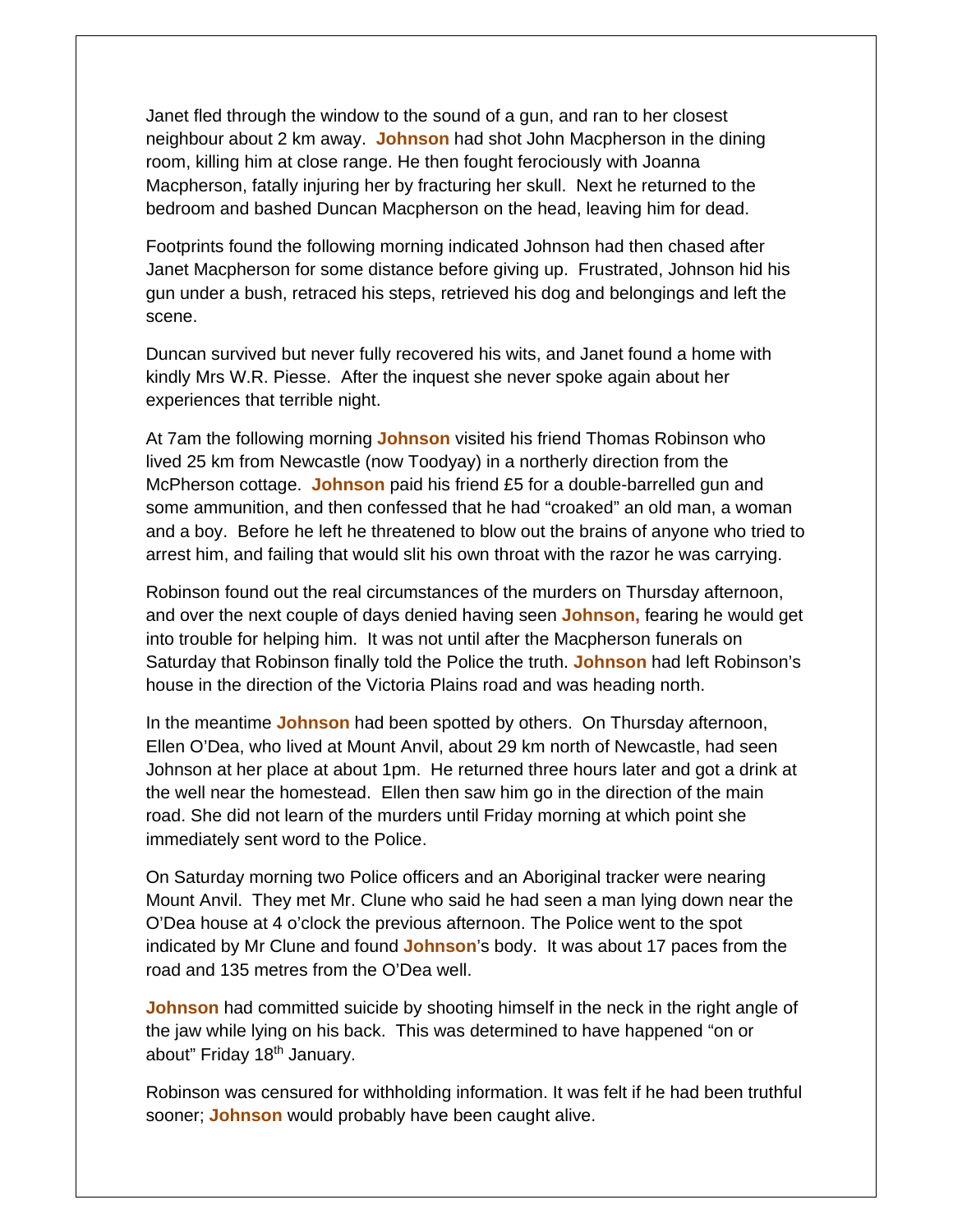Janet fled through the window to the sound of a gun, and ran to her closest neighbour about 2 km away. **Johnson** had shot John Macpherson in the dining room, killing him at close range. He then fought ferociously with Joanna Macpherson, fatally injuring her by fracturing her skull. Next he returned to the bedroom and bashed Duncan Macpherson on the head, leaving him for dead.

Footprints found the following morning indicated Johnson had then chased after Janet Macpherson for some distance before giving up. Frustrated, Johnson hid his gun under a bush, retraced his steps, retrieved his dog and belongings and left the scene.

Duncan survived but never fully recovered his wits, and Janet found a home with kindly Mrs W.R. Piesse. After the inquest she never spoke again about her experiences that terrible night.

At 7am the following morning **Johnson** visited his friend Thomas Robinson who lived 25 km from Newcastle (now Toodyay) in a northerly direction from the McPherson cottage. **Johnson** paid his friend £5 for a double-barrelled gun and some ammunition, and then confessed that he had "croaked" an old man, a woman and a boy. Before he left he threatened to blow out the brains of anyone who tried to arrest him, and failing that would slit his own throat with the razor he was carrying.

Robinson found out the real circumstances of the murders on Thursday afternoon, and over the next couple of days denied having seen **Johnson,** fearing he would get into trouble for helping him. It was not until after the Macpherson funerals on Saturday that Robinson finally told the Police the truth. **Johnson** had left Robinson's house in the direction of the Victoria Plains road and was heading north.

In the meantime **Johnson** had been spotted by others. On Thursday afternoon, Ellen O'Dea, who lived at Mount Anvil, about 29 km north of Newcastle, had seen Johnson at her place at about 1pm. He returned three hours later and got a drink at the well near the homestead. Ellen then saw him go in the direction of the main road. She did not learn of the murders until Friday morning at which point she immediately sent word to the Police.

On Saturday morning two Police officers and an Aboriginal tracker were nearing Mount Anvil. They met Mr. Clune who said he had seen a man lying down near the O'Dea house at 4 o'clock the previous afternoon. The Police went to the spot indicated by Mr Clune and found **Johnson**'s body. It was about 17 paces from the road and 135 metres from the O'Dea well.

**Johnson** had committed suicide by shooting himself in the neck in the right angle of the jaw while lying on his back. This was determined to have happened "on or about" Friday 18th January.

Robinson was censured for withholding information. It was felt if he had been truthful sooner; **Johnson** would probably have been caught alive.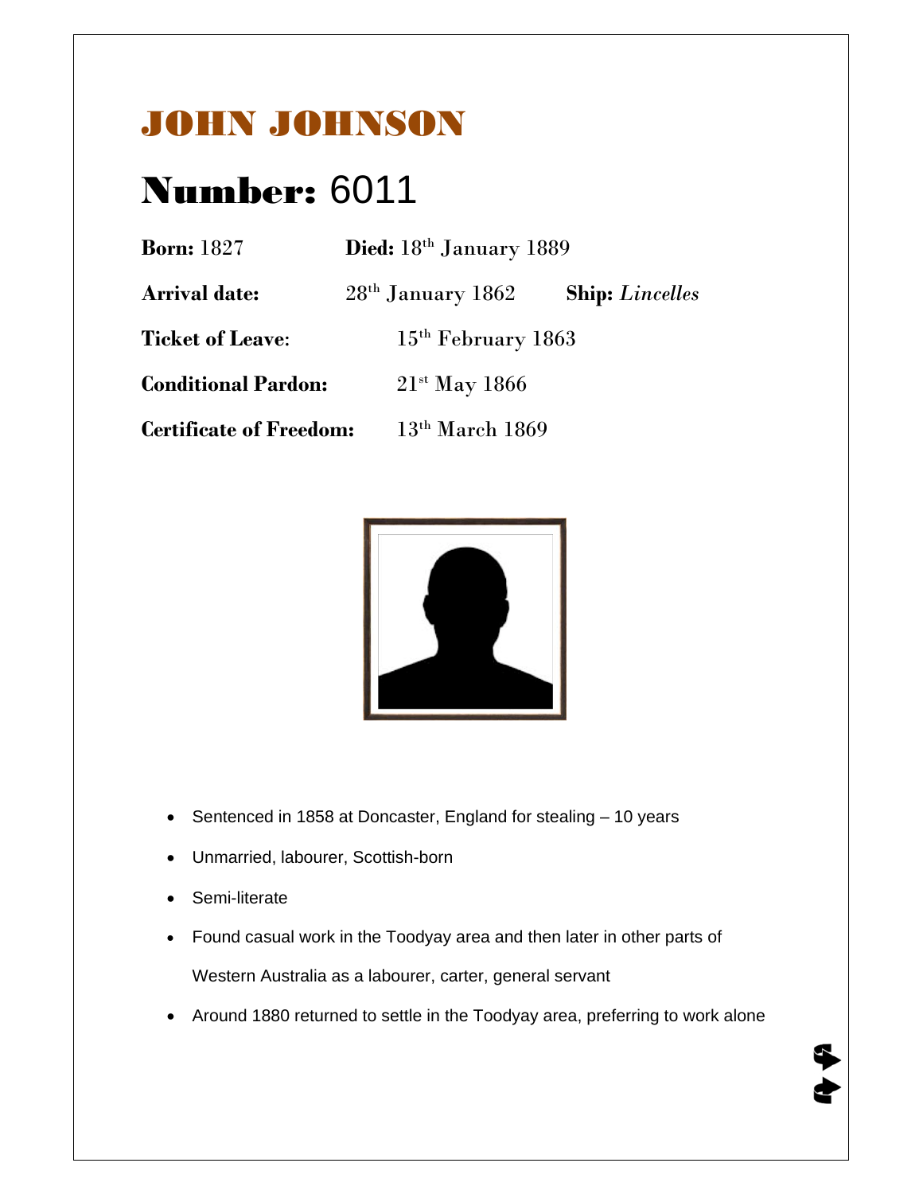# JOHN JOHNSON

## Number: 6011

**Born:** 1827 **Died:** 18th January 1889

**Arrival date:** 28th January 1862 **Ship:** *Lincelles*

**Ticket of Leave**: 15th February 1863

**Conditional Pardon:** 21st May 1866

**Certificate of Freedom:** 13th March 1869

- Sentenced in 1858 at Doncaster, England for stealing – 10 years
- Unmarried, labourer, Scottish-born
- Semi-literate
- Found casual work in the Toodyay area and then later in other parts of Western Australia as a labourer, carter, general servant
- Around 1880 returned to settle in the Toodyay area, preferring to work alone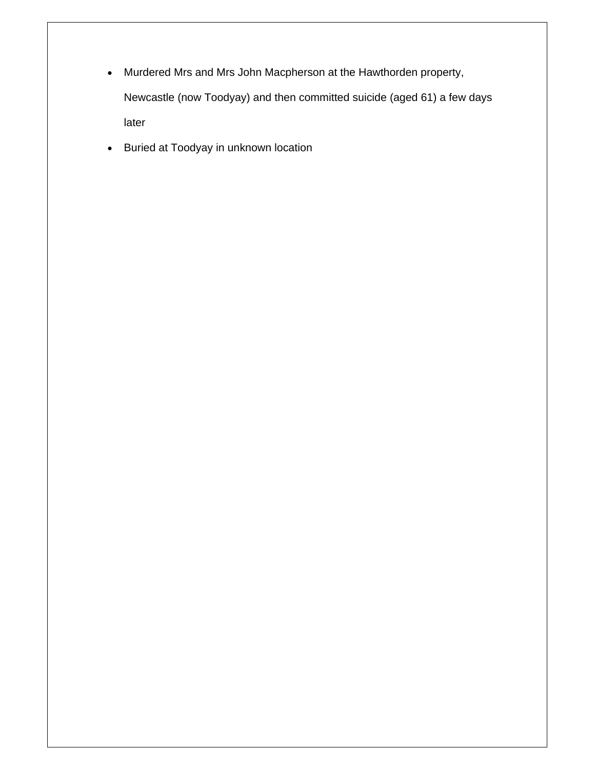- Murdered Mrs and Mrs John Macpherson at the Hawthorden property, Newcastle (now Toodyay) and then committed suicide (aged 61) a few days later
- Buried at Toodyay in unknown location